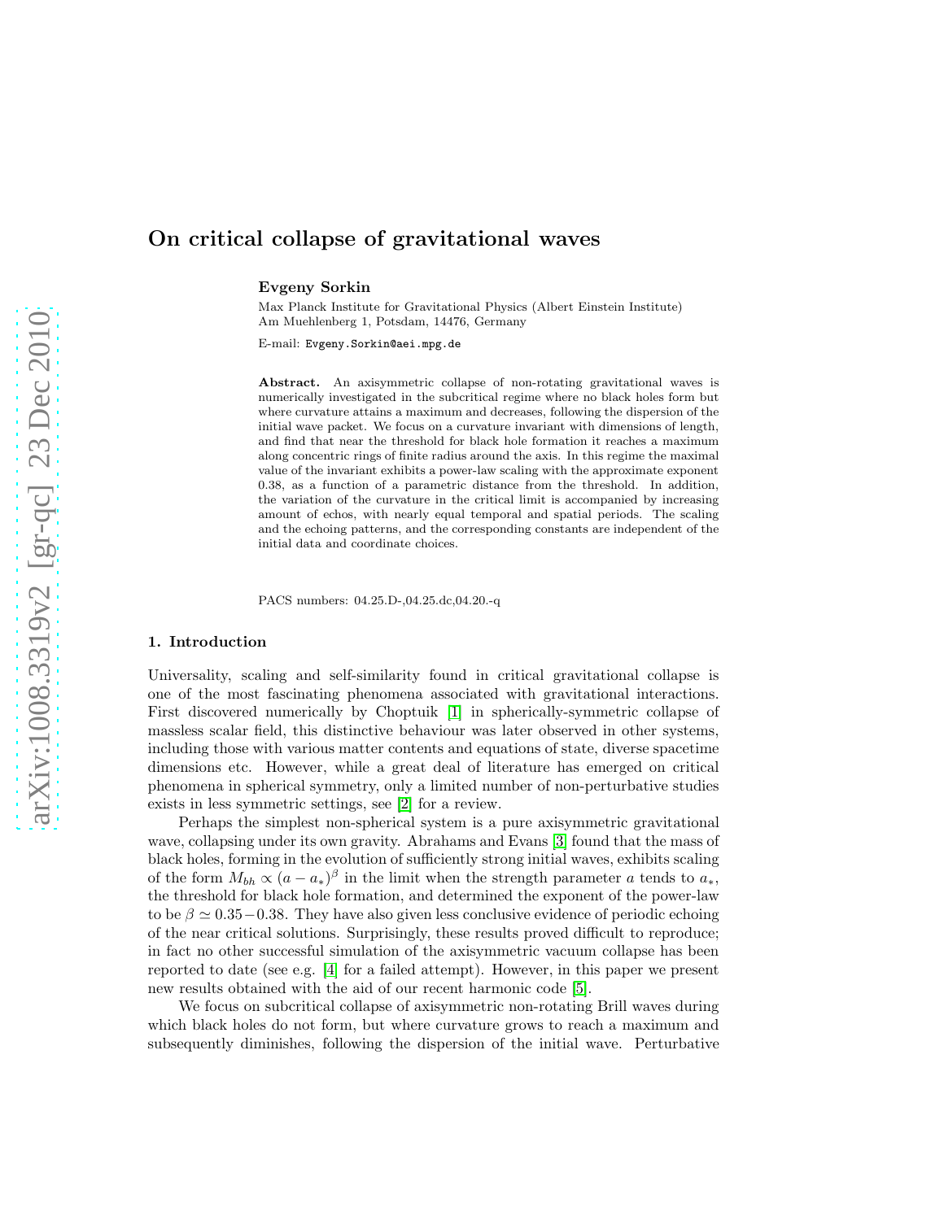# On critical collapse of gravitational waves

**Evgeny Sorkin**

Max Planck Institute for Gravitational Physics (Albert Einstein Institute)
Am Muehlenberg 1, Potsdam, 14476, Germany

E-mail: Evgeny.Sorkin@aei.mpg.de

**Abstract.** An axisymmetric collapse of non-rotating gravitational waves is numerically investigated in the subcritical regime where no black holes form but where curvature attains a maximum and decreases, following the dispersion of the initial wave packet. We focus on a curvature invariant with dimensions of length, and find that near the threshold for black hole formation it reaches a maximum along concentric rings of finite radius around the axis. In this regime the maximal value of the invariant exhibits a power-law scaling with the approximate exponent 0.38, as a function of a parametric distance from the threshold. In addition, the variation of the curvature in the critical limit is accompanied by increasing amount of echos, with nearly equal temporal and spatial periods. The scaling and the echoing patterns, and the corresponding constants are independent of the initial data and coordinate choices.

PACS numbers: 04.25.D-,04.25.dc,04.20.-q

## 1. Introduction

Universality, scaling and self-similarity found in critical gravitational collapse is one of the most fascinating phenomena associated with gravitational interactions. First discovered numerically by Choptuik [1] in spherically-symmetric collapse of massless scalar field, this distinctive behaviour was later observed in other systems, including those with various matter contents and equations of state, diverse spacetime dimensions etc. However, while a great deal of literature has emerged on critical phenomena in spherical symmetry, only a limited number of non-perturbative studies exists in less symmetric settings, see [2] for a review.

Perhaps the simplest non-spherical system is a pure axisymmetric gravitational wave, collapsing under its own gravity. Abrahams and Evans [3] found that the mass of black holes, forming in the evolution of sufficiently strong initial waves, exhibits scaling of the form $M_{bh} \propto (a - a_*)^\beta$ in the limit when the strength parameter $a$ tends to $a_*$, the threshold for black hole formation, and determined the exponent of the power-law to be $\beta \simeq 0.35 - 0.38$. They have also given less conclusive evidence of periodic echoing of the near critical solutions. Surprisingly, these results proved difficult to reproduce; in fact no other successful simulation of the axisymmetric vacuum collapse has been reported to date (see e.g. [4] for a failed attempt). However, in this paper we present new results obtained with the aid of our recent harmonic code [5].

We focus on subcritical collapse of axisymmetric non-rotating Brill waves during which black holes do not form, but where curvature grows to reach a maximum and subsequently diminishes, following the dispersion of the initial wave. Perturbative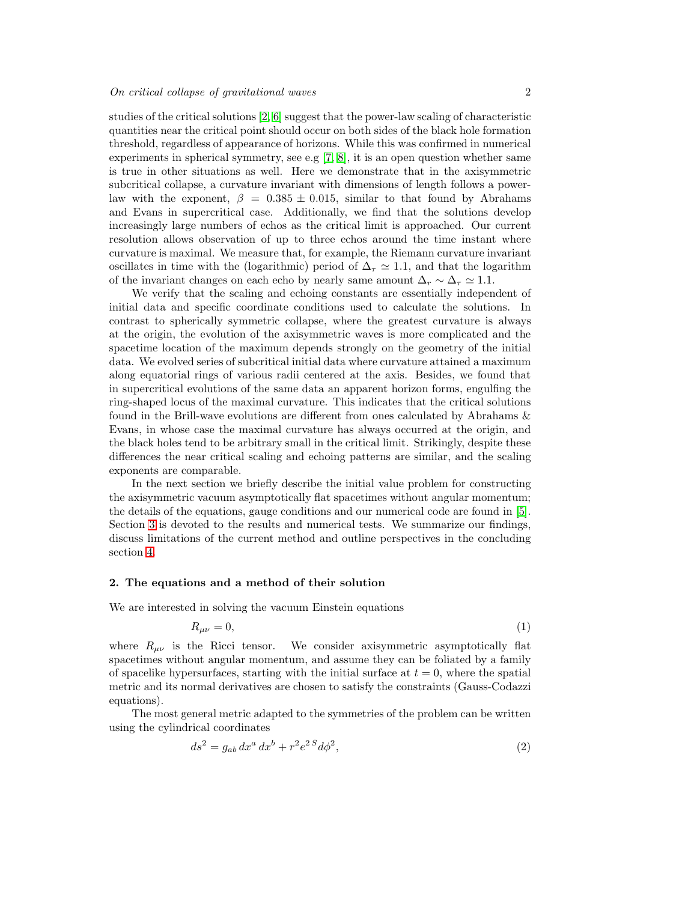studies of the critical solutions [2, 6] suggest that the power-law scaling of characteristic quantities near the critical point should occur on both sides of the black hole formation threshold, regardless of appearance of horizons. While this was confirmed in numerical experiments in spherical symmetry, see e.g [7, 8], it is an open question whether same is true in other situations as well. Here we demonstrate that in the axisymmetric subcritical collapse, a curvature invariant with dimensions of length follows a power-law with the exponent, $\beta = 0.385 \pm 0.015$, similar to that found by Abrahams and Evans in supercritical case. Additionally, we find that the solutions develop increasingly large numbers of echos as the critical limit is approached. Our current resolution allows observation of up to three echos around the time instant where curvature is maximal. We measure that, for example, the Riemann curvature invariant oscillates in time with the (logarithmic) period of $\Delta_\tau \simeq 1.1$, and that the logarithm of the invariant changes on each echo by nearly same amount $\Delta_r \sim \Delta_\tau \simeq 1.1$.

We verify that the scaling and echoing constants are essentially independent of initial data and specific coordinate conditions used to calculate the solutions. In contrast to spherically symmetric collapse, where the greatest curvature is always at the origin, the evolution of the axisymmetric waves is more complicated and the spacetime location of the maximum depends strongly on the geometry of the initial data. We evolved series of subcritical initial data where curvature attained a maximum along equatorial rings of various radii centered at the axis. Besides, we found that in supercritical evolutions of the same data an apparent horizon forms, engulfing the ring-shaped locus of the maximal curvature. This indicates that the critical solutions found in the Brill-wave evolutions are different from ones calculated by Abrahams & Evans, in whose case the maximal curvature has always occurred at the origin, and the black holes tend to be arbitrary small in the critical limit. Strikingly, despite these differences the near critical scaling and echoing patterns are similar, and the scaling exponents are comparable.

In the next section we briefly describe the initial value problem for constructing the axisymmetric vacuum asymptotically flat spacetimes without angular momentum; the details of the equations, gauge conditions and our numerical code are found in [5]. Section 3 is devoted to the results and numerical tests. We summarize our findings, discuss limitations of the current method and outline perspectives in the concluding section 4.

## 2. The equations and a method of their solution

We are interested in solving the vacuum Einstein equations

$$R_{\mu\nu} = 0, \tag{1}$$

where $R_{\mu\nu}$ is the Ricci tensor. We consider axisymmetric asymptotically flat spacetimes without angular momentum, and assume they can be foliated by a family of spacelike hypersurfaces, starting with the initial surface at $t = 0$, where the spatial metric and its normal derivatives are chosen to satisfy the constraints (Gauss-Codazzi equations).

The most general metric adapted to the symmetries of the problem can be written using the cylindrical coordinates

$$ds^2 = g_{ab}\, dx^a\, dx^b + r^2 e^{2\,S} d\phi^2, \tag{2}$$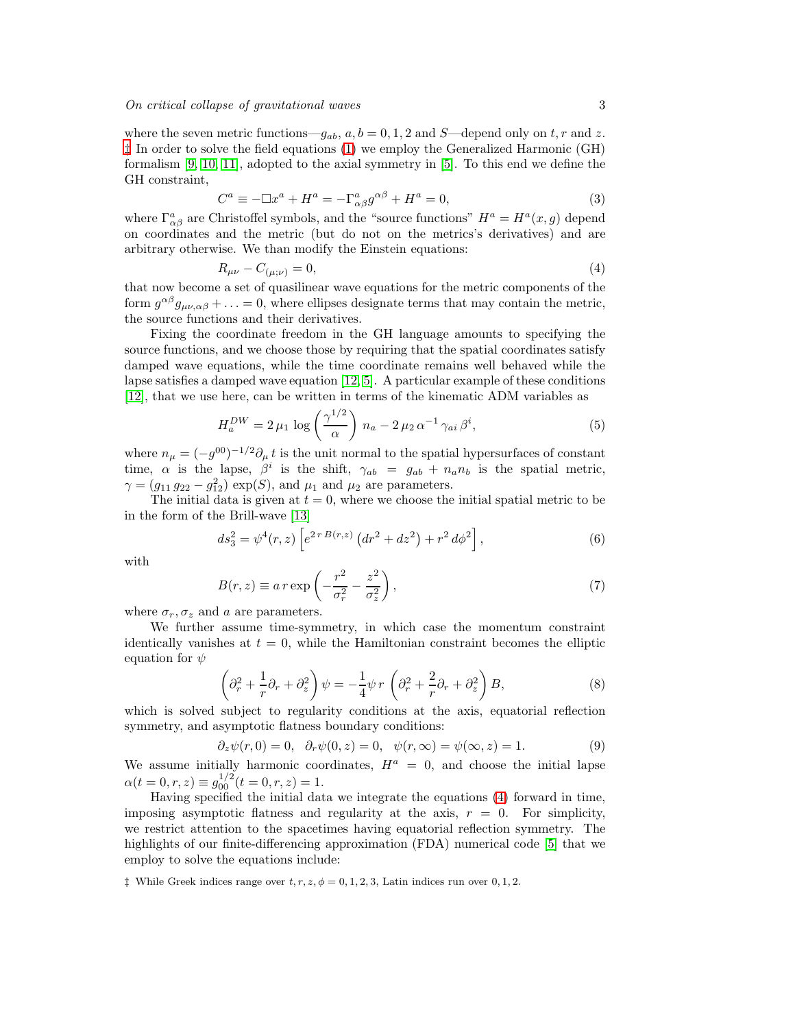where the seven metric functions—$g_{ab}$, $a, b = 0, 1, 2$ and $S$—depend only on $t, r$ and $z$. ‡ In order to solve the field equations (1) we employ the Generalized Harmonic (GH) formalism [9, 10, 11], adopted to the axial symmetry in [5]. To this end we define the GH constraint,

$$C^a \equiv -\Box x^a + H^a = -\Gamma^a_{\alpha\beta} g^{\alpha\beta} + H^a = 0, \tag{3}$$

where $\Gamma^a_{\alpha\beta}$ are Christoffel symbols, and the "source functions" $H^a = H^a(x, g)$ depend on coordinates and the metric (but do not on the metrics's derivatives) and are arbitrary otherwise. We than modify the Einstein equations:

$$R_{\mu\nu} - C_{(\mu;\nu)} = 0, \tag{4}$$

that now become a set of quasilinear wave equations for the metric components of the form $g^{\alpha\beta} g_{\mu\nu,\alpha\beta} + \ldots = 0$, where ellipses designate terms that may contain the metric, the source functions and their derivatives.

Fixing the coordinate freedom in the GH language amounts to specifying the source functions, and we choose those by requiring that the spatial coordinates satisfy damped wave equations, while the time coordinate remains well behaved while the lapse satisfies a damped wave equation [12, 5]. A particular example of these conditions [12], that we use here, can be written in terms of the kinematic ADM variables as

$$H^{DW}_a = 2\,\mu_1 \log\left(\frac{\gamma^{1/2}}{\alpha}\right) n_a - 2\,\mu_2\,\alpha^{-1}\,\gamma_{ai}\,\beta^i, \tag{5}$$

where $n_\mu = (-g^{00})^{-1/2} \partial_\mu t$ is the unit normal to the spatial hypersurfaces of constant time, $\alpha$ is the lapse, $\beta^i$ is the shift, $\gamma_{ab} = g_{ab} + n_a n_b$ is the spatial metric, $\gamma = (g_{11}\, g_{22} - g_{12}^2) \exp(S)$, and $\mu_1$ and $\mu_2$ are parameters.

The initial data is given at $t = 0$, where we choose the initial spatial metric to be in the form of the Brill-wave [13]

$$ds_3^2 = \psi^4(r, z) \left[ e^{2\,r\,B(r,z)} \left(dr^2 + dz^2\right) + r^2\, d\phi^2 \right], \tag{6}$$

with

$$B(r, z) \equiv a\, r \exp\left( -\frac{r^2}{\sigma_r^2} - \frac{z^2}{\sigma_z^2} \right), \tag{7}$$

where $\sigma_r, \sigma_z$ and $a$ are parameters.

We further assume time-symmetry, in which case the momentum constraint identically vanishes at $t = 0$, while the Hamiltonian constraint becomes the elliptic equation for $\psi$

$$\left( \partial_r^2 + \frac{1}{r}\partial_r + \partial_z^2 \right) \psi = -\frac{1}{4} \psi\, r \, \left( \partial_r^2 + \frac{2}{r}\partial_r + \partial_z^2 \right) B, \tag{8}$$

which is solved subject to regularity conditions at the axis, equatorial reflection symmetry, and asymptotic flatness boundary conditions:

$$\partial_z \psi(r, 0) = 0, \quad \partial_r \psi(0, z) = 0, \quad \psi(r, \infty) = \psi(\infty, z) = 1. \tag{9}$$

We assume initially harmonic coordinates, $H^a = 0$, and choose the initial lapse $\alpha(t = 0, r, z) \equiv g_{00}^{1/2}(t = 0, r, z) = 1$.

Having specified the initial data we integrate the equations (4) forward in time, imposing asymptotic flatness and regularity at the axis, $r = 0$. For simplicity, we restrict attention to the spacetimes having equatorial reflection symmetry. The highlights of our finite-differencing approximation (FDA) numerical code [5] that we employ to solve the equations include:

‡ While Greek indices range over $t, r, z, \phi = 0, 1, 2, 3$, Latin indices run over $0, 1, 2$.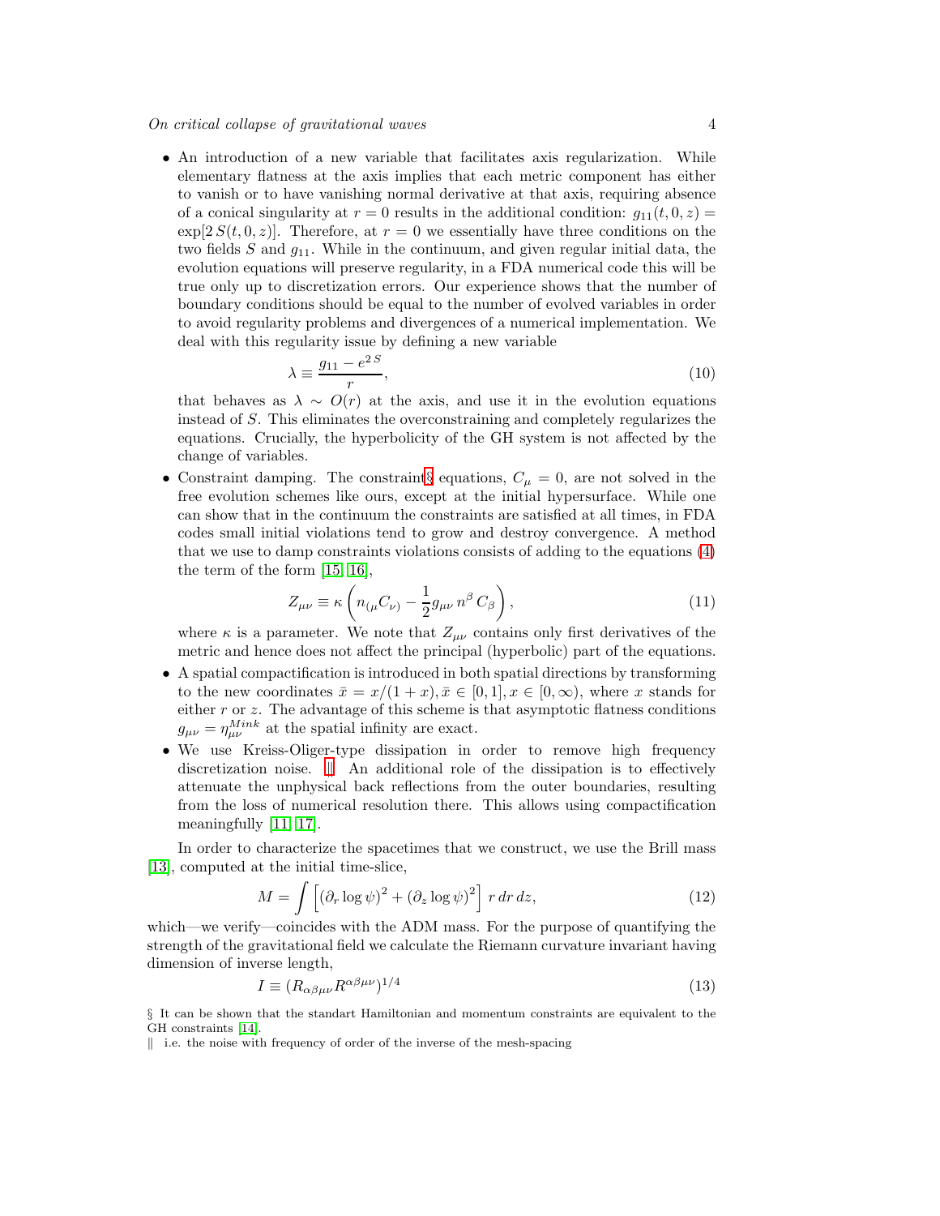- An introduction of a new variable that facilitates axis regularization. While elementary flatness at the axis implies that each metric component has either to vanish or to have vanishing normal derivative at that axis, requiring absence of a conical singularity at $r = 0$ results in the additional condition: $g_{11}(t, 0, z) = \exp[2\,S(t, 0, z)]$. Therefore, at $r = 0$ we essentially have three conditions on the two fields $S$ and $g_{11}$. While in the continuum, and given regular initial data, the evolution equations will preserve regularity, in a FDA numerical code this will be true only up to discretization errors. Our experience shows that the number of boundary conditions should be equal to the number of evolved variables in order to avoid regularity problems and divergences of a numerical implementation. We deal with this regularity issue by defining a new variable

$$\lambda \equiv \frac{g_{11} - e^{2\,S}}{r}, \tag{10}$$

that behaves as $\lambda \sim O(r)$ at the axis, and use it in the evolution equations instead of $S$. This eliminates the overconstraining and completely regularizes the equations. Crucially, the hyperbolicity of the GH system is not affected by the change of variables.

- Constraint damping. The constraint§ equations, $C_\mu = 0$, are not solved in the free evolution schemes like ours, except at the initial hypersurface. While one can show that in the continuum the constraints are satisfied at all times, in FDA codes small initial violations tend to grow and destroy convergence. A method that we use to damp constraints violations consists of adding to the equations (4) the term of the form [15, 16],

$$Z_{\mu\nu} \equiv \kappa \left( n_{(\mu} C_{\nu)} - \frac{1}{2} g_{\mu\nu}\, n^\beta\, C_\beta \right), \tag{11}$$

where $\kappa$ is a parameter. We note that $Z_{\mu\nu}$ contains only first derivatives of the metric and hence does not affect the principal (hyperbolic) part of the equations.

- A spatial compactification is introduced in both spatial directions by transforming to the new coordinates $\bar{x} = x/(1 + x), \bar{x} \in [0, 1], x \in [0, \infty)$, where $x$ stands for either $r$ or $z$. The advantage of this scheme is that asymptotic flatness conditions $g_{\mu\nu} = \eta^{Mink}_{\mu\nu}$ at the spatial infinity are exact.

- We use Kreiss-Oliger-type dissipation in order to remove high frequency discretization noise. ‖ An additional role of the dissipation is to effectively attenuate the unphysical back reflections from the outer boundaries, resulting from the loss of numerical resolution there. This allows using compactification meaningfully [11, 17].

In order to characterize the spacetimes that we construct, we use the Brill mass [13], computed at the initial time-slice,

$$M = \int \left[ (\partial_r \log \psi)^2 + (\partial_z \log \psi)^2 \right] \, r\, dr\, dz, \tag{12}$$

which—we verify—coincides with the ADM mass. For the purpose of quantifying the strength of the gravitational field we calculate the Riemann curvature invariant having dimension of inverse length,

$$I \equiv (R_{\alpha\beta\mu\nu} R^{\alpha\beta\mu\nu})^{1/4} \tag{13}$$

§ It can be shown that the standart Hamiltonian and momentum constraints are equivalent to the GH constraints [14].

‖ i.e. the noise with frequency of order of the inverse of the mesh-spacing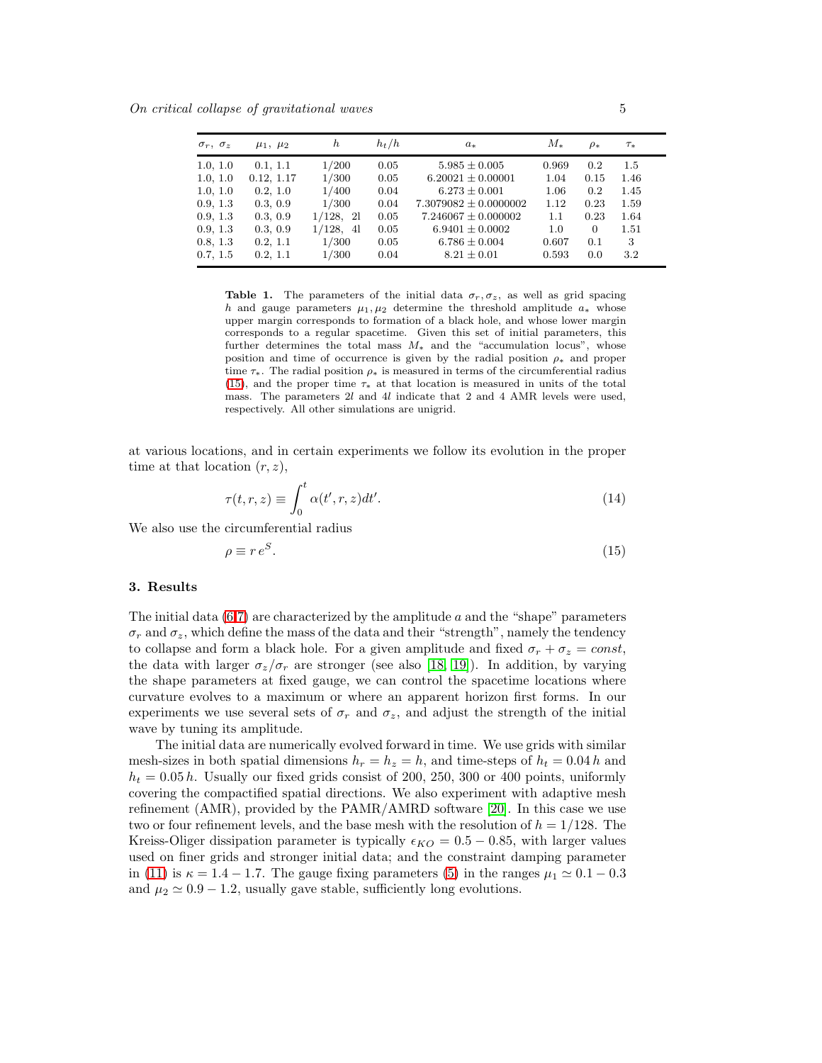| $\sigma_r,\ \sigma_z$ | $\mu_1,\ \mu_2$ | $h$ | $h_t/h$ | $a_*$ | $M_*$ | $\rho_*$ | $\tau_*$ |
|---|---|---|---|---|---|---|---|
| 1.0, 1.0 | 0.1, 1.1 | 1/200 | 0.05 | $5.985 \pm 0.005$ | 0.969 | 0.2 | 1.5 |
| 1.0, 1.0 | 0.12, 1.17 | 1/300 | 0.05 | $6.20021 \pm 0.00001$ | 1.04 | 0.15 | 1.46 |
| 1.0, 1.0 | 0.2, 1.0 | 1/400 | 0.04 | $6.273 \pm 0.001$ | 1.06 | 0.2 | 1.45 |
| 0.9, 1.3 | 0.3, 0.9 | 1/300 | 0.04 | $7.3079082 \pm 0.0000002$ | 1.12 | 0.23 | 1.59 |
| 0.9, 1.3 | 0.3, 0.9 | 1/128, 2l | 0.05 | $7.246067 \pm 0.000002$ | 1.1 | 0.23 | 1.64 |
| 0.9, 1.3 | 0.3, 0.9 | 1/128, 4l | 0.05 | $6.9401 \pm 0.0002$ | 1.0 | 0 | 1.51 |
| 0.8, 1.3 | 0.2, 1.1 | 1/300 | 0.05 | $6.786 \pm 0.004$ | 0.607 | 0.1 | 3 |
| 0.7, 1.5 | 0.2, 1.1 | 1/300 | 0.04 | $8.21 \pm 0.01$ | 0.593 | 0.0 | 3.2 |

**Table 1.** The parameters of the initial data $\sigma_r, \sigma_z$, as well as grid spacing $h$ and gauge parameters $\mu_1, \mu_2$ determine the threshold amplitude $a_*$ whose upper margin corresponds to formation of a black hole, and whose lower margin corresponds to a regular spacetime. Given this set of initial parameters, this further determines the total mass $M_*$ and the "accumulation locus", whose position and time of occurrence is given by the radial position $\rho_*$ and proper time $\tau_*$. The radial position $\rho_*$ is measured in terms of the circumferential radius (15), and the proper time $\tau_*$ at that location is measured in units of the total mass. The parameters *2l* and *4l* indicate that 2 and 4 AMR levels were used, respectively. All other simulations are unigrid.

at various locations, and in certain experiments we follow its evolution in the proper time at that location $(r, z)$,

$$\tau(t, r, z) \equiv \int_0^t \alpha(t', r, z) dt'. \tag{14}$$

We also use the circumferential radius

$$\rho \equiv r\, e^S. \tag{15}$$

## 3. Results

The initial data (6,7) are characterized by the amplitude $a$ and the "shape" parameters $\sigma_r$ and $\sigma_z$, which define the mass of the data and their "strength", namely the tendency to collapse and form a black hole. For a given amplitude and fixed $\sigma_r + \sigma_z = const$, the data with larger $\sigma_z/\sigma_r$ are stronger (see also [18, 19]). In addition, by varying the shape parameters at fixed gauge, we can control the spacetime locations where curvature evolves to a maximum or where an apparent horizon first forms. In our experiments we use several sets of $\sigma_r$ and $\sigma_z$, and adjust the strength of the initial wave by tuning its amplitude.

The initial data are numerically evolved forward in time. We use grids with similar mesh-sizes in both spatial dimensions $h_r = h_z = h$, and time-steps of $h_t = 0.04\, h$ and $h_t = 0.05\, h$. Usually our fixed grids consist of 200, 250, 300 or 400 points, uniformly covering the compactified spatial directions. We also experiment with adaptive mesh refinement (AMR), provided by the PAMR/AMRD software [20]. In this case we use two or four refinement levels, and the base mesh with the resolution of $h = 1/128$. The Kreiss-Oliger dissipation parameter is typically $\epsilon_{KO} = 0.5 - 0.85$, with larger values used on finer grids and stronger initial data; and the constraint damping parameter in (11) is $\kappa = 1.4 - 1.7$. The gauge fixing parameters (5) in the ranges $\mu_1 \simeq 0.1 - 0.3$ and $\mu_2 \simeq 0.9 - 1.2$, usually gave stable, sufficiently long evolutions.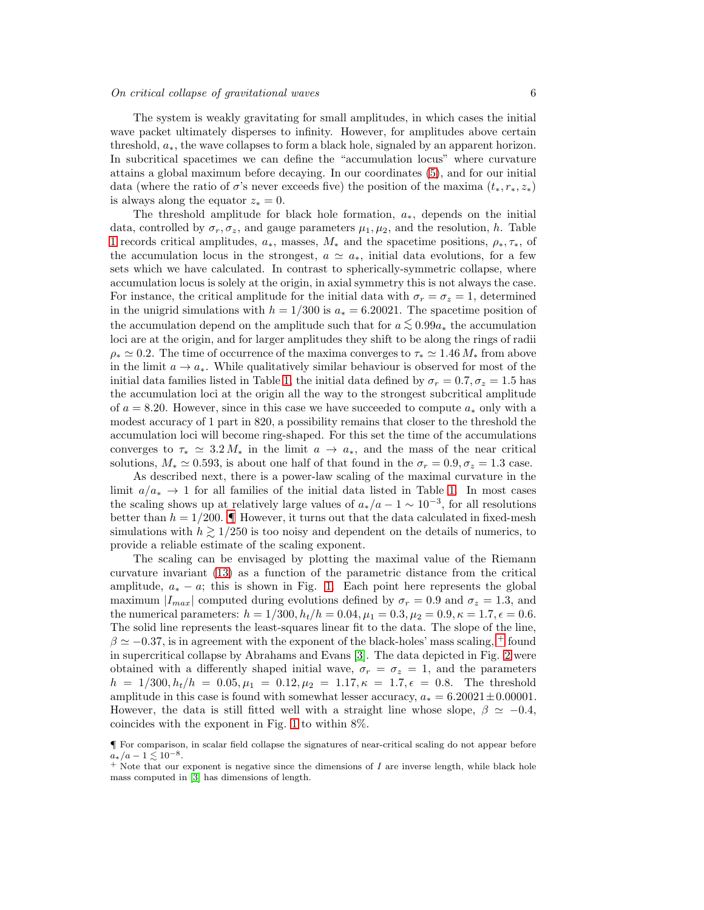The system is weakly gravitating for small amplitudes, in which cases the initial wave packet ultimately disperses to infinity. However, for amplitudes above certain threshold, $a_*$, the wave collapses to form a black hole, signaled by an apparent horizon. In subcritical spacetimes we can define the "accumulation locus" where curvature attains a global maximum before decaying. In our coordinates (5), and for our initial data (where the ratio of $\sigma$'s never exceeds five) the position of the maxima $(t_*, r_*, z_*)$ is always along the equator $z_* = 0$.

The threshold amplitude for black hole formation, $a_*$, depends on the initial data, controlled by $\sigma_r, \sigma_z$, and gauge parameters $\mu_1, \mu_2$, and the resolution, $h$. Table 1 records critical amplitudes, $a_*$, masses, $M_*$ and the spacetime positions, $\rho_*, \tau_*$, of the accumulation locus in the strongest, $a \simeq a_*$, initial data evolutions, for a few sets which we have calculated. In contrast to spherically-symmetric collapse, where accumulation locus is solely at the origin, in axial symmetry this is not always the case. For instance, the critical amplitude for the initial data with $\sigma_r = \sigma_z = 1$, determined in the unigrid simulations with $h = 1/300$ is $a_* = 6.20021$. The spacetime position of the accumulation depend on the amplitude such that for $a \lesssim 0.99 a_*$ the accumulation loci are at the origin, and for larger amplitudes they shift to be along the rings of radii $\rho_* \simeq 0.2$. The time of occurrence of the maxima converges to $\tau_* \simeq 1.46\, M_*$ from above in the limit $a \to a_*$. While qualitatively similar behaviour is observed for most of the initial data families listed in Table 1, the initial data defined by $\sigma_r = 0.7, \sigma_z = 1.5$ has the accumulation loci at the origin all the way to the strongest subcritical amplitude of $a = 8.20$. However, since in this case we have succeeded to compute $a_*$ only with a modest accuracy of 1 part in 820, a possibility remains that closer to the threshold the accumulation loci will become ring-shaped. For this set the time of the accumulations converges to $\tau_* \simeq 3.2\, M_*$ in the limit $a \to a_*$, and the mass of the near critical solutions, $M_* \simeq 0.593$, is about one half of that found in the $\sigma_r = 0.9, \sigma_z = 1.3$ case.

As described next, there is a power-law scaling of the maximal curvature in the limit $a/a_* \to 1$ for all families of the initial data listed in Table 1. In most cases the scaling shows up at relatively large values of $a_*/a - 1 \sim 10^{-3}$, for all resolutions better than $h = 1/200$. ¶ However, it turns out that the data calculated in fixed-mesh simulations with $h \gtrsim 1/250$ is too noisy and dependent on the details of numerics, to provide a reliable estimate of the scaling exponent.

The scaling can be envisaged by plotting the maximal value of the Riemann curvature invariant (13) as a function of the parametric distance from the critical amplitude, $a_* - a$; this is shown in Fig. 1. Each point here represents the global maximum $|I_{max}|$ computed during evolutions defined by $\sigma_r = 0.9$ and $\sigma_z = 1.3$, and the numerical parameters: $h = 1/300, h_t/h = 0.04, \mu_1 = 0.3, \mu_2 = 0.9, \kappa = 1.7, \epsilon = 0.6$. The solid line represents the least-squares linear fit to the data. The slope of the line, $\beta \simeq -0.37$, is in agreement with the exponent of the black-holes' mass scaling, + found in supercritical collapse by Abrahams and Evans [3]. The data depicted in Fig. 2 were obtained with a differently shaped initial wave, $\sigma_r = \sigma_z = 1$, and the parameters $h = 1/300, h_t/h = 0.05, \mu_1 = 0.12, \mu_2 = 1.17, \kappa = 1.7, \epsilon = 0.8$. The threshold amplitude in this case is found with somewhat lesser accuracy, $a_* = 6.20021 \pm 0.00001$. However, the data is still fitted well with a straight line whose slope, $\beta \simeq -0.4$, coincides with the exponent in Fig. 1 to within 8%.

¶ For comparison, in scalar field collapse the signatures of near-critical scaling do not appear before $a_*/a - 1 \lesssim 10^{-8}$.

+ Note that our exponent is negative since the dimensions of $I$ are inverse length, while black hole mass computed in [3] has dimensions of length.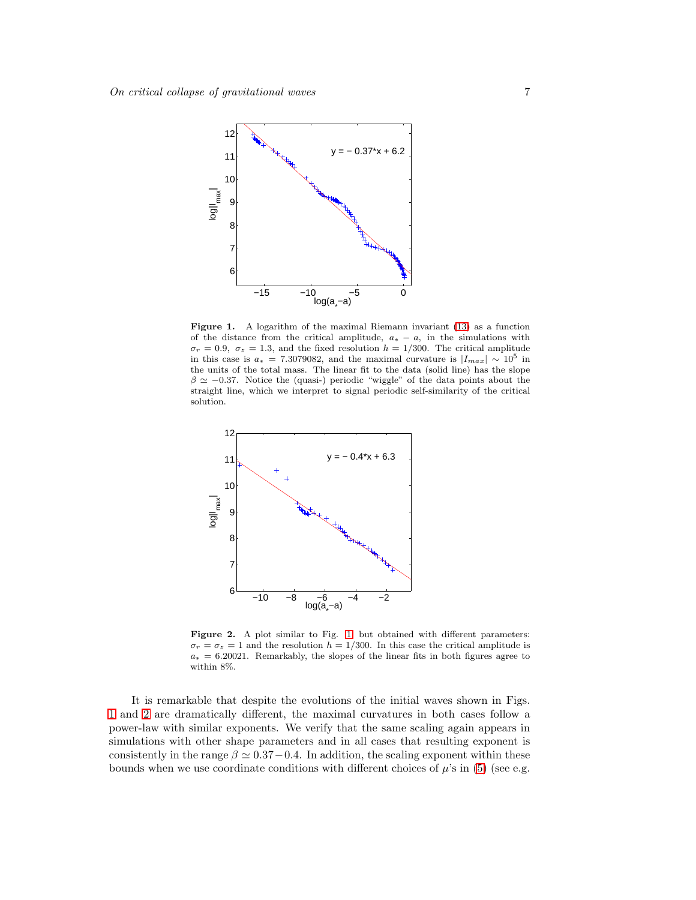**Figure 1.** A logarithm of the maximal Riemann invariant (13) as a function of the distance from the critical amplitude, $a_* - a$, in the simulations with $\sigma_r = 0.9$, $\sigma_z = 1.3$, and the fixed resolution $h = 1/300$. The critical amplitude in this case is $a_* = 7.3079082$, and the maximal curvature is $|I_{max}| \sim 10^5$ in the units of the total mass. The linear fit to the data (solid line) has the slope $\beta \simeq -0.37$. Notice the (quasi-) periodic "wiggle" of the data points about the straight line, which we interpret to signal periodic self-similarity of the critical solution.

**Figure 2.** A plot similar to Fig. 1 but obtained with different parameters: $\sigma_r = \sigma_z = 1$ and the resolution $h = 1/300$. In this case the critical amplitude is $a_* = 6.20021$. Remarkably, the slopes of the linear fits in both figures agree to within 8%.

It is remarkable that despite the evolutions of the initial waves shown in Figs. 1 and 2 are dramatically different, the maximal curvatures in both cases follow a power-law with similar exponents. We verify that the same scaling again appears in simulations with other shape parameters and in all cases that resulting exponent is consistently in the range $\beta \simeq 0.37 - 0.4$. In addition, the scaling exponent within these bounds when we use coordinate conditions with different choices of $\mu$'s in (5) (see e.g.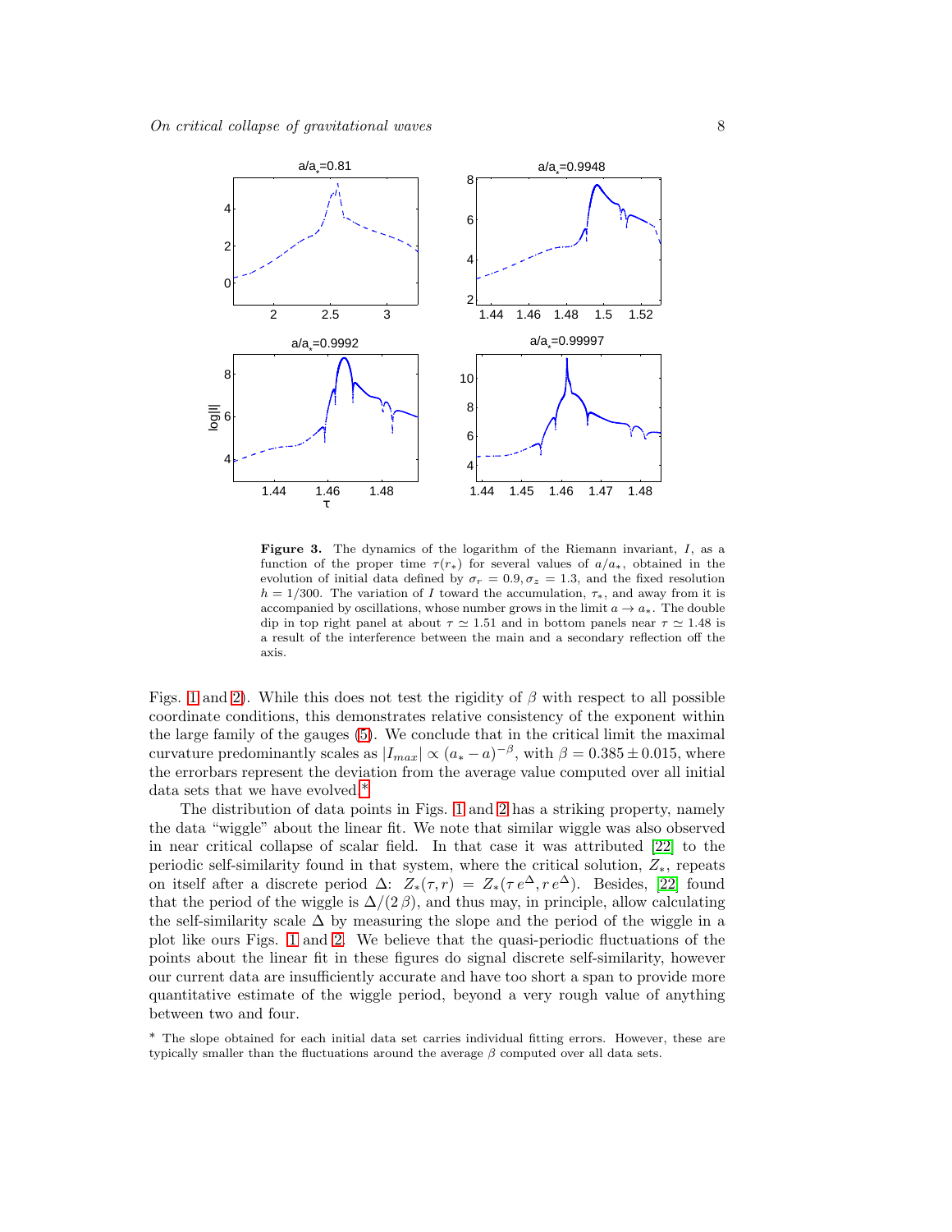**Figure 3.** The dynamics of the logarithm of the Riemann invariant, $I$, as a function of the proper time $\tau(r_*)$ for several values of $a/a_*$, obtained in the evolution of initial data defined by $\sigma_r = 0.9, \sigma_z = 1.3$, and the fixed resolution $h = 1/300$. The variation of $I$ toward the accumulation, $\tau_*$, and away from it is accompanied by oscillations, whose number grows in the limit $a \to a_*$. The double dip in top right panel at about $\tau \simeq 1.51$ and in bottom panels near $\tau \simeq 1.48$ is a result of the interference between the main and a secondary reflection off the axis.

Figs. 1 and 2). While this does not test the rigidity of $\beta$ with respect to all possible coordinate conditions, this demonstrates relative consistency of the exponent within the large family of the gauges (5). We conclude that in the critical limit the maximal curvature predominantly scales as $|I_{max}| \propto (a_* - a)^{-\beta}$, with $\beta = 0.385 \pm 0.015$, where the errorbars represent the deviation from the average value computed over all initial data sets that we have evolved.*

The distribution of data points in Figs. 1 and 2 has a striking property, namely the data "wiggle" about the linear fit. We note that similar wiggle was also observed in near critical collapse of scalar field. In that case it was attributed [22] to the periodic self-similarity found in that system, where the critical solution, $Z_*$, repeats on itself after a discrete period $\Delta$: $Z_*(\tau, r) = Z_*(\tau\, e^{\Delta}, r\, e^{\Delta})$. Besides, [22] found that the period of the wiggle is $\Delta/(2\,\beta)$, and thus may, in principle, allow calculating the self-similarity scale $\Delta$ by measuring the slope and the period of the wiggle in a plot like ours Figs. 1 and 2. We believe that the quasi-periodic fluctuations of the points about the linear fit in these figures do signal discrete self-similarity, however our current data are insufficiently accurate and have too short a span to provide more quantitative estimate of the wiggle period, beyond a very rough value of anything between two and four.

* The slope obtained for each initial data set carries individual fitting errors. However, these are typically smaller than the fluctuations around the average $\beta$ computed over all data sets.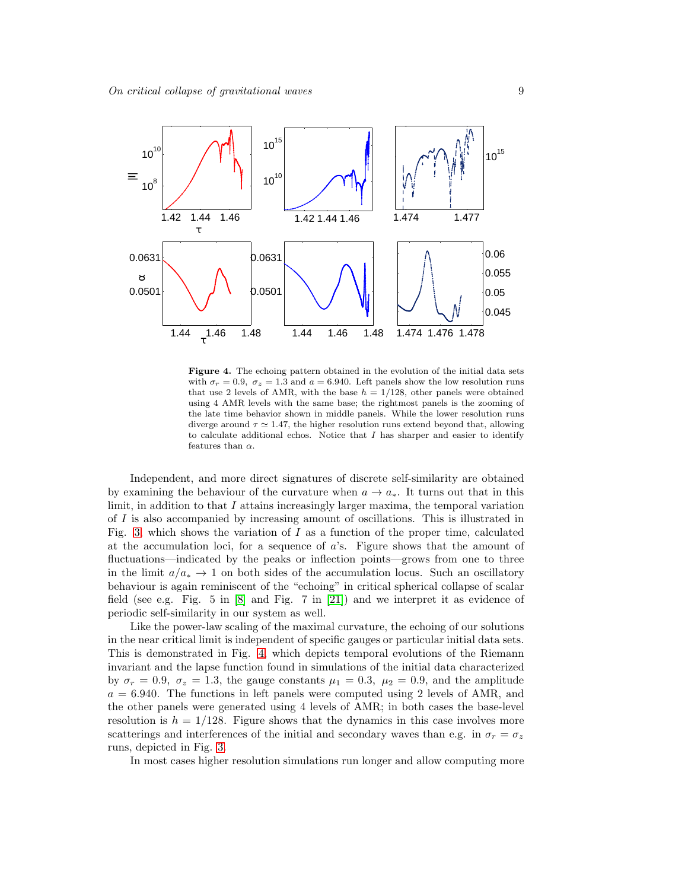**Figure 4.** The echoing pattern obtained in the evolution of the initial data sets with $\sigma_r = 0.9$, $\sigma_z = 1.3$ and $a = 6.940$. Left panels show the low resolution runs that use 2 levels of AMR, with the base $h = 1/128$, other panels were obtained using 4 AMR levels with the same base; the rightmost panels is the zooming of the late time behavior shown in middle panels. While the lower resolution runs diverge around $\tau \simeq 1.47$, the higher resolution runs extend beyond that, allowing to calculate additional echos. Notice that $I$ has sharper and easier to identify features than $\alpha$.

Independent, and more direct signatures of discrete self-similarity are obtained by examining the behaviour of the curvature when $a \to a_*$. It turns out that in this limit, in addition to that $I$ attains increasingly larger maxima, the temporal variation of $I$ is also accompanied by increasing amount of oscillations. This is illustrated in Fig. 3, which shows the variation of $I$ as a function of the proper time, calculated at the accumulation loci, for a sequence of $a$'s. Figure shows that the amount of fluctuations—indicated by the peaks or inflection points—grows from one to three in the limit $a/a_* \to 1$ on both sides of the accumulation locus. Such an oscillatory behaviour is again reminiscent of the "echoing" in critical spherical collapse of scalar field (see e.g. Fig. 5 in [8] and Fig. 7 in [21]) and we interpret it as evidence of periodic self-similarity in our system as well.

Like the power-law scaling of the maximal curvature, the echoing of our solutions in the near critical limit is independent of specific gauges or particular initial data sets. This is demonstrated in Fig. 4, which depicts temporal evolutions of the Riemann invariant and the lapse function found in simulations of the initial data characterized by $\sigma_r = 0.9$, $\sigma_z = 1.3$, the gauge constants $\mu_1 = 0.3$, $\mu_2 = 0.9$, and the amplitude $a = 6.940$. The functions in left panels were computed using 2 levels of AMR, and the other panels were generated using 4 levels of AMR; in both cases the base-level resolution is $h = 1/128$. Figure shows that the dynamics in this case involves more scatterings and interferences of the initial and secondary waves than e.g. in $\sigma_r = \sigma_z$ runs, depicted in Fig. 3.

In most cases higher resolution simulations run longer and allow computing more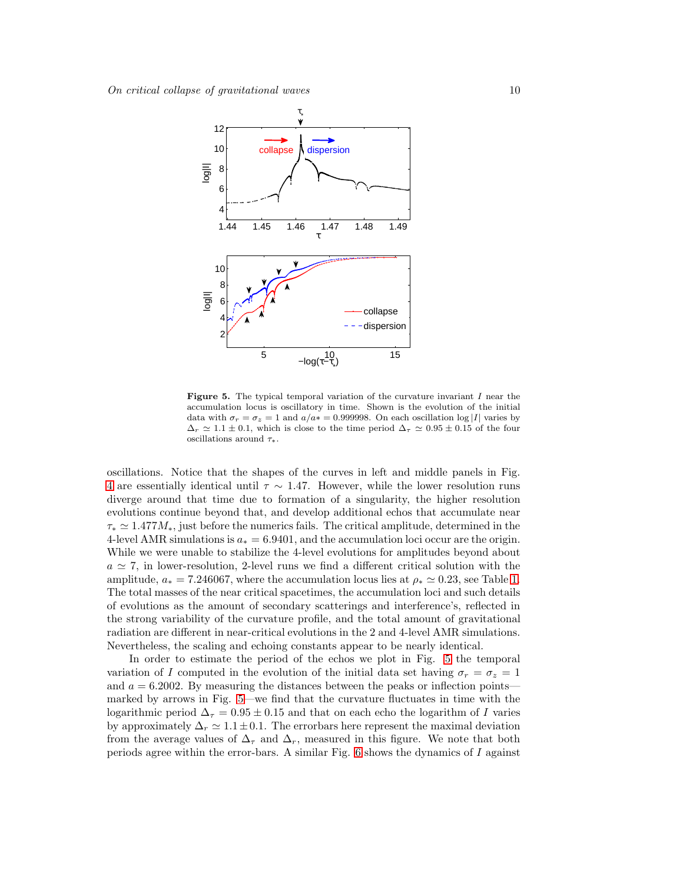**Figure 5.** The typical temporal variation of the curvature invariant $I$ near the accumulation locus is oscillatory in time. Shown is the evolution of the initial data with $\sigma_r = \sigma_z = 1$ and $a/a* = 0.999998$. On each oscillation $\log |I|$ varies by $\Delta_r \simeq 1.1 \pm 0.1$, which is close to the time period $\Delta_\tau \simeq 0.95 \pm 0.15$ of the four oscillations around $\tau_*$.

oscillations. Notice that the shapes of the curves in left and middle panels in Fig. 4 are essentially identical until $\tau \sim 1.47$. However, while the lower resolution runs diverge around that time due to formation of a singularity, the higher resolution evolutions continue beyond that, and develop additional echos that accumulate near $\tau_* \simeq 1.477 M_*$, just before the numerics fails. The critical amplitude, determined in the 4-level AMR simulations is $a_* = 6.9401$, and the accumulation loci occur are the origin. While we were unable to stabilize the 4-level evolutions for amplitudes beyond about $a \simeq 7$, in lower-resolution, 2-level runs we find a different critical solution with the amplitude, $a_* = 7.246067$, where the accumulation locus lies at $\rho_* \simeq 0.23$, see Table 1. The total masses of the near critical spacetimes, the accumulation loci and such details of evolutions as the amount of secondary scatterings and interference's, reflected in the strong variability of the curvature profile, and the total amount of gravitational radiation are different in near-critical evolutions in the 2 and 4-level AMR simulations. Nevertheless, the scaling and echoing constants appear to be nearly identical.

In order to estimate the period of the echos we plot in Fig. 5 the temporal variation of $I$ computed in the evolution of the initial data set having $\sigma_r = \sigma_z = 1$ and $a = 6.2002$. By measuring the distances between the peaks or inflection points—marked by arrows in Fig. 5—we find that the curvature fluctuates in time with the logarithmic period $\Delta_\tau = 0.95 \pm 0.15$ and that on each echo the logarithm of $I$ varies by approximately $\Delta_r \simeq 1.1 \pm 0.1$. The errorbars here represent the maximal deviation from the average values of $\Delta_\tau$ and $\Delta_r$, measured in this figure. We note that both periods agree within the error-bars. A similar Fig. 6 shows the dynamics of $I$ against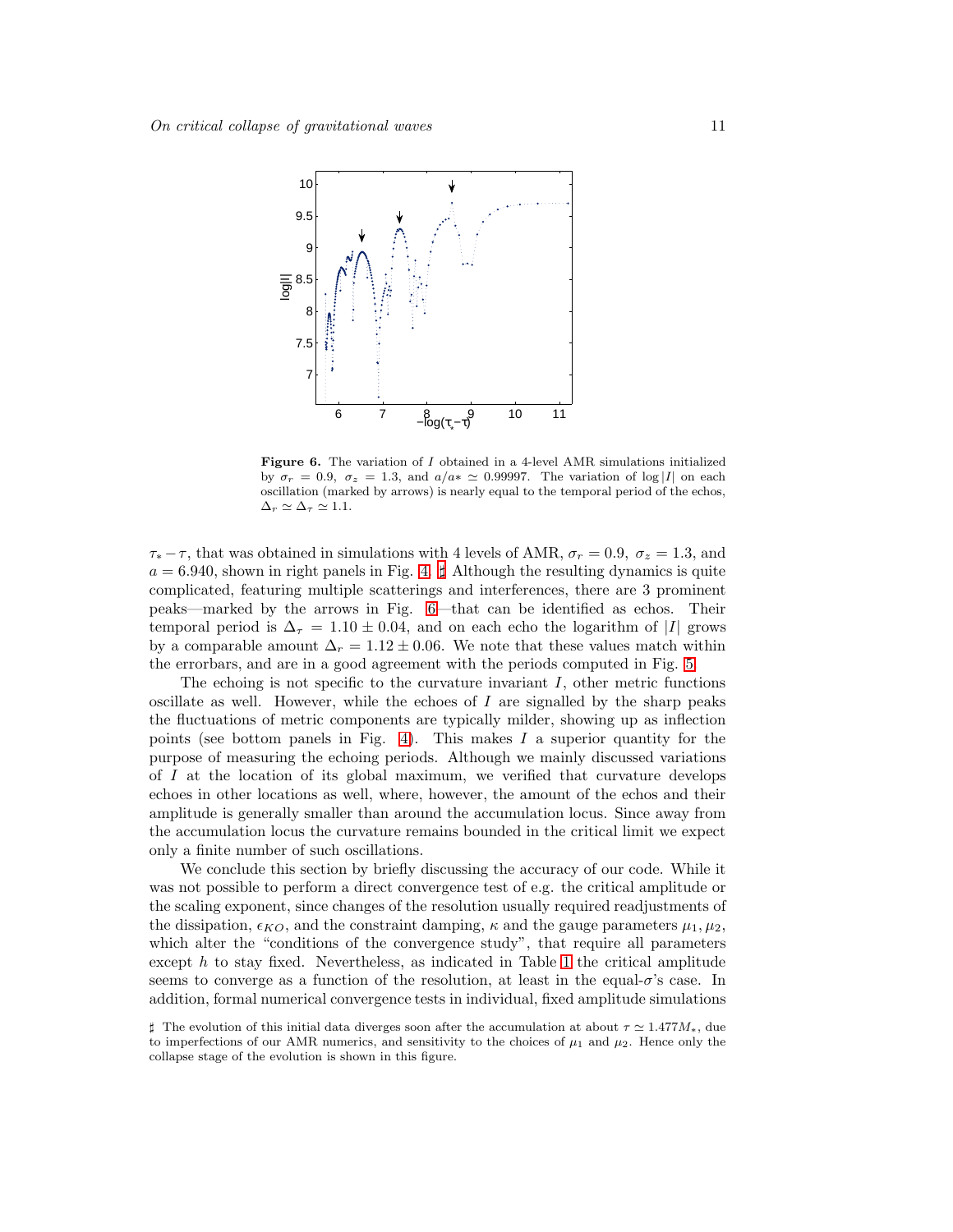**Figure 6.** The variation of $I$ obtained in a 4-level AMR simulations initialized by $\sigma_r = 0.9$, $\sigma_z = 1.3$, and $a/a* \simeq 0.99997$. The variation of $\log|I|$ on each oscillation (marked by arrows) is nearly equal to the temporal period of the echos, $\Delta_r \simeq \Delta_\tau \simeq 1.1$.

$\tau_* - \tau$, that was obtained in simulations with 4 levels of AMR, $\sigma_r = 0.9$, $\sigma_z = 1.3$, and $a = 6.940$, shown in right panels in Fig. 4. ♯ Although the resulting dynamics is quite complicated, featuring multiple scatterings and interferences, there are 3 prominent peaks—marked by the arrows in Fig. 6—that can be identified as echos. Their temporal period is $\Delta_\tau = 1.10 \pm 0.04$, and on each echo the logarithm of $|I|$ grows by a comparable amount $\Delta_r = 1.12 \pm 0.06$. We note that these values match within the errorbars, and are in a good agreement with the periods computed in Fig. 5.

The echoing is not specific to the curvature invariant $I$, other metric functions oscillate as well. However, while the echoes of $I$ are signalled by the sharp peaks the fluctuations of metric components are typically milder, showing up as inflection points (see bottom panels in Fig. 4). This makes $I$ a superior quantity for the purpose of measuring the echoing periods. Although we mainly discussed variations of $I$ at the location of its global maximum, we verified that curvature develops echoes in other locations as well, where, however, the amount of the echos and their amplitude is generally smaller than around the accumulation locus. Since away from the accumulation locus the curvature remains bounded in the critical limit we expect only a finite number of such oscillations.

We conclude this section by briefly discussing the accuracy of our code. While it was not possible to perform a direct convergence test of e.g. the critical amplitude or the scaling exponent, since changes of the resolution usually required readjustments of the dissipation, $\epsilon_{KO}$, and the constraint damping, $\kappa$ and the gauge parameters $\mu_1, \mu_2$, which alter the "conditions of the convergence study", that require all parameters except $h$ to stay fixed. Nevertheless, as indicated in Table 1 the critical amplitude seems to converge as a function of the resolution, at least in the equal-$\sigma$'s case. In addition, formal numerical convergence tests in individual, fixed amplitude simulations

♯ The evolution of this initial data diverges soon after the accumulation at about $\tau \simeq 1.477M_*$, due to imperfections of our AMR numerics, and sensitivity to the choices of $\mu_1$ and $\mu_2$. Hence only the collapse stage of the evolution is shown in this figure.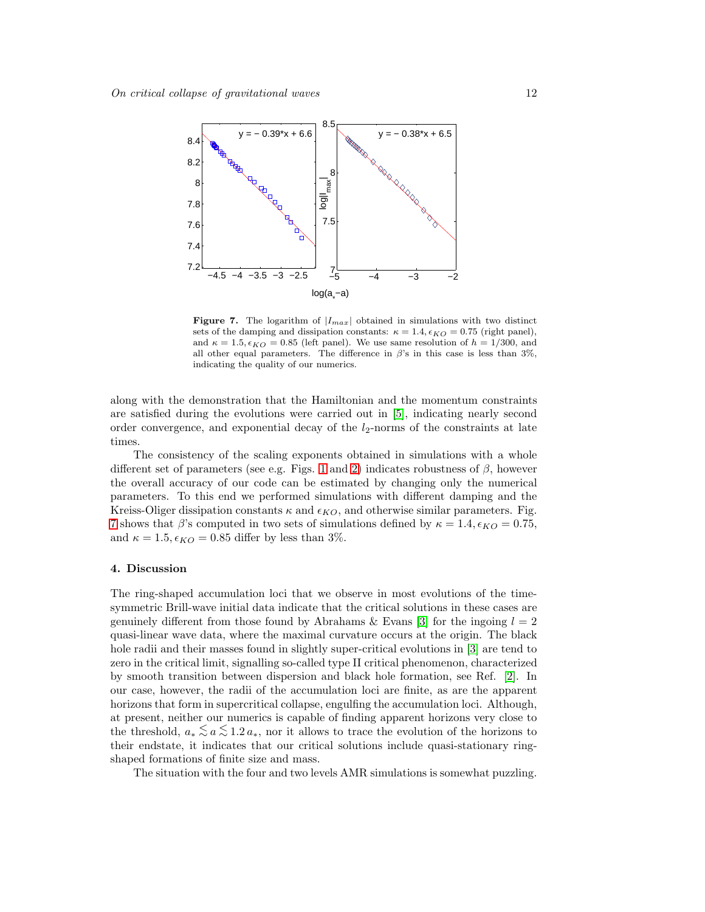**Figure 7.** The logarithm of $|I_{max}|$ obtained in simulations with two distinct sets of the damping and dissipation constants: $\kappa = 1.4, \epsilon_{KO} = 0.75$ (right panel), and $\kappa = 1.5, \epsilon_{KO} = 0.85$ (left panel). We use same resolution of $h = 1/300$, and all other equal parameters. The difference in $\beta$'s in this case is less than 3%, indicating the quality of our numerics.

along with the demonstration that the Hamiltonian and the momentum constraints are satisfied during the evolutions were carried out in [5], indicating nearly second order convergence, and exponential decay of the $l_2$-norms of the constraints at late times.

The consistency of the scaling exponents obtained in simulations with a whole different set of parameters (see e.g. Figs. 1 and 2) indicates robustness of $\beta$, however the overall accuracy of our code can be estimated by changing only the numerical parameters. To this end we performed simulations with different damping and the Kreiss-Oliger dissipation constants $\kappa$ and $\epsilon_{KO}$, and otherwise similar parameters. Fig. 7 shows that $\beta$'s computed in two sets of simulations defined by $\kappa = 1.4, \epsilon_{KO} = 0.75$, and $\kappa = 1.5, \epsilon_{KO} = 0.85$ differ by less than 3%.

## 4. Discussion

The ring-shaped accumulation loci that we observe in most evolutions of the time-symmetric Brill-wave initial data indicate that the critical solutions in these cases are genuinely different from those found by Abrahams & Evans [3] for the ingoing $l = 2$ quasi-linear wave data, where the maximal curvature occurs at the origin. The black hole radii and their masses found in slightly super-critical evolutions in [3] are tend to zero in the critical limit, signalling so-called type II critical phenomenon, characterized by smooth transition between dispersion and black hole formation, see Ref. [2]. In our case, however, the radii of the accumulation loci are finite, as are the apparent horizons that form in supercritical collapse, engulfing the accumulation loci. Although, at present, neither our numerics is capable of finding apparent horizons very close to the threshold, $a_* \lesssim a \lesssim 1.2\, a_*$, nor it allows to trace the evolution of the horizons to their endstate, it indicates that our critical solutions include quasi-stationary ring-shaped formations of finite size and mass.

The situation with the four and two levels AMR simulations is somewhat puzzling.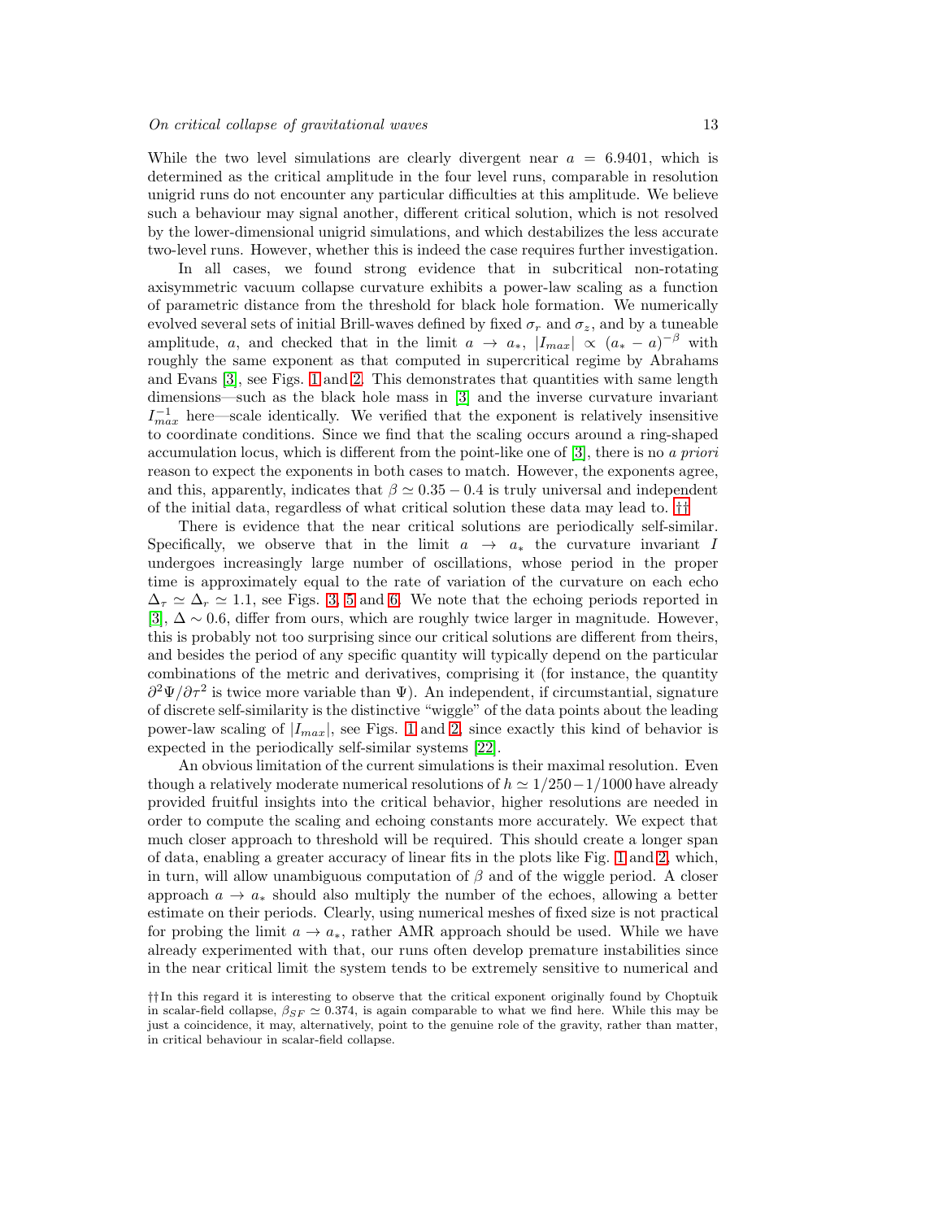While the two level simulations are clearly divergent near $a = 6.9401$, which is determined as the critical amplitude in the four level runs, comparable in resolution unigrid runs do not encounter any particular difficulties at this amplitude. We believe such a behaviour may signal another, different critical solution, which is not resolved by the lower-dimensional unigrid simulations, and which destabilizes the less accurate two-level runs. However, whether this is indeed the case requires further investigation.

In all cases, we found strong evidence that in subcritical non-rotating axisymmetric vacuum collapse curvature exhibits a power-law scaling as a function of parametric distance from the threshold for black hole formation. We numerically evolved several sets of initial Brill-waves defined by fixed $\sigma_r$ and $\sigma_z$, and by a tuneable amplitude, $a$, and checked that in the limit $a \to a_*$, $|I_{max}| \propto (a_* - a)^{-\beta}$ with roughly the same exponent as that computed in supercritical regime by Abrahams and Evans [3], see Figs. 1 and 2. This demonstrates that quantities with same length dimensions—such as the black hole mass in [3] and the inverse curvature invariant $I_{max}^{-1}$ here—scale identically. We verified that the exponent is relatively insensitive to coordinate conditions. Since we find that the scaling occurs around a ring-shaped accumulation locus, which is different from the point-like one of [3], there is no *a priori* reason to expect the exponents in both cases to match. However, the exponents agree, and this, apparently, indicates that $\beta \simeq 0.35 - 0.4$ is truly universal and independent of the initial data, regardless of what critical solution these data may lead to. ††

There is evidence that the near critical solutions are periodically self-similar. Specifically, we observe that in the limit $a \to a_*$ the curvature invariant $I$ undergoes increasingly large number of oscillations, whose period in the proper time is approximately equal to the rate of variation of the curvature on each echo $\Delta_\tau \simeq \Delta_r \simeq 1.1$, see Figs. 3, 5 and 6. We note that the echoing periods reported in [3], $\Delta \sim 0.6$, differ from ours, which are roughly twice larger in magnitude. However, this is probably not too surprising since our critical solutions are different from theirs, and besides the period of any specific quantity will typically depend on the particular combinations of the metric and derivatives, comprising it (for instance, the quantity $\partial^2\Psi/\partial\tau^2$ is twice more variable than $\Psi$). An independent, if circumstantial, signature of discrete self-similarity is the distinctive "wiggle" of the data points about the leading power-law scaling of $|I_{max}|$, see Figs. 1 and 2, since exactly this kind of behavior is expected in the periodically self-similar systems [22].

An obvious limitation of the current simulations is their maximal resolution. Even though a relatively moderate numerical resolutions of $h \simeq 1/250 - 1/1000$ have already provided fruitful insights into the critical behavior, higher resolutions are needed in order to compute the scaling and echoing constants more accurately. We expect that much closer approach to threshold will be required. This should create a longer span of data, enabling a greater accuracy of linear fits in the plots like Fig. 1 and 2, which, in turn, will allow unambiguous computation of $\beta$ and of the wiggle period. A closer approach $a \to a_*$ should also multiply the number of the echoes, allowing a better estimate on their periods. Clearly, using numerical meshes of fixed size is not practical for probing the limit $a \to a_*$, rather AMR approach should be used. While we have already experimented with that, our runs often develop premature instabilities since in the near critical limit the system tends to be extremely sensitive to numerical and

†† In this regard it is interesting to observe that the critical exponent originally found by Choptuik in scalar-field collapse, $\beta_{SF} \simeq 0.374$, is again comparable to what we find here. While this may be just a coincidence, it may, alternatively, point to the genuine role of the gravity, rather than matter, in critical behaviour in scalar-field collapse.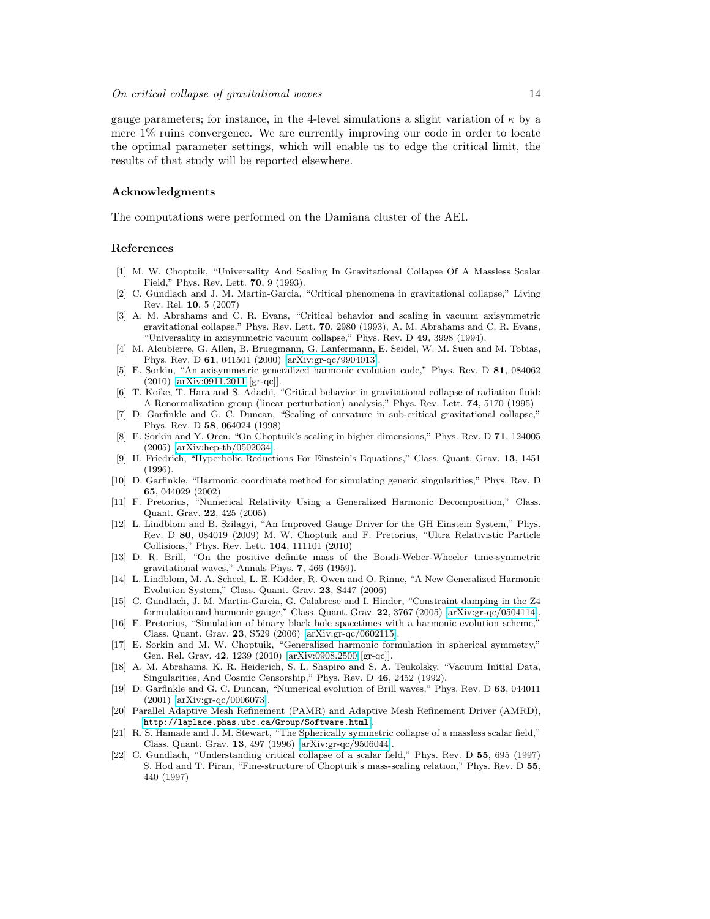gauge parameters; for instance, in the 4-level simulations a slight variation of $\kappa$ by a mere 1% ruins convergence. We are currently improving our code in order to locate the optimal parameter settings, which will enable us to edge the critical limit, the results of that study will be reported elsewhere.

## Acknowledgments

The computations were performed on the Damiana cluster of the AEI.

## References

[1] M. W. Choptuik, "Universality And Scaling In Gravitational Collapse Of A Massless Scalar Field," Phys. Rev. Lett. **70**, 9 (1993).

[2] C. Gundlach and J. M. Martin-Garcia, "Critical phenomena in gravitational collapse," Living Rev. Rel. **10**, 5 (2007)

[3] A. M. Abrahams and C. R. Evans, "Critical behavior and scaling in vacuum axisymmetric gravitational collapse," Phys. Rev. Lett. **70**, 2980 (1993), A. M. Abrahams and C. R. Evans, "Universality in axisymmetric vacuum collapse," Phys. Rev. D **49**, 3998 (1994).

[4] M. Alcubierre, G. Allen, B. Bruegmann, G. Lanfermann, E. Seidel, W. M. Suen and M. Tobias, Phys. Rev. D **61**, 041501 (2000) arXiv:gr-qc/9904013.

[5] E. Sorkin, "An axisymmetric generalized harmonic evolution code," Phys. Rev. D **81**, 084062 (2010) arXiv:0911.2011 [gr-qc]].

[6] T. Koike, T. Hara and S. Adachi, "Critical behavior in gravitational collapse of radiation fluid: A Renormalization group (linear perturbation) analysis," Phys. Rev. Lett. **74**, 5170 (1995)

[7] D. Garfinkle and G. C. Duncan, "Scaling of curvature in sub-critical gravitational collapse," Phys. Rev. D **58**, 064024 (1998)

[8] E. Sorkin and Y. Oren, "On Choptuik's scaling in higher dimensions," Phys. Rev. D **71**, 124005 (2005) arXiv:hep-th/0502034.

[9] H. Friedrich, "Hyperbolic Reductions For Einstein's Equations," Class. Quant. Grav. **13**, 1451 (1996).

[10] D. Garfinkle, "Harmonic coordinate method for simulating generic singularities," Phys. Rev. D **65**, 044029 (2002)

[11] F. Pretorius, "Numerical Relativity Using a Generalized Harmonic Decomposition," Class. Quant. Grav. **22**, 425 (2005)

[12] L. Lindblom and B. Szilagyi, "An Improved Gauge Driver for the GH Einstein System," Phys. Rev. D **80**, 084019 (2009) M. W. Choptuik and F. Pretorius, "Ultra Relativistic Particle Collisions," Phys. Rev. Lett. **104**, 111101 (2010)

[13] D. R. Brill, "On the positive definite mass of the Bondi-Weber-Wheeler time-symmetric gravitational waves," Annals Phys. **7**, 466 (1959).

[14] L. Lindblom, M. A. Scheel, L. E. Kidder, R. Owen and O. Rinne, "A New Generalized Harmonic Evolution System," Class. Quant. Grav. **23**, S447 (2006)

[15] C. Gundlach, J. M. Martin-Garcia, G. Calabrese and I. Hinder, "Constraint damping in the Z4 formulation and harmonic gauge," Class. Quant. Grav. **22**, 3767 (2005) arXiv:gr-qc/0504114.

[16] F. Pretorius, "Simulation of binary black hole spacetimes with a harmonic evolution scheme," Class. Quant. Grav. **23**, S529 (2006) arXiv:gr-qc/0602115.

[17] E. Sorkin and M. W. Choptuik, "Generalized harmonic formulation in spherical symmetry," Gen. Rel. Grav. **42**, 1239 (2010) arXiv:0908.2500 [gr-qc]].

[18] A. M. Abrahams, K. R. Heiderich, S. L. Shapiro and S. A. Teukolsky, "Vacuum Initial Data, Singularities, And Cosmic Censorship," Phys. Rev. D **46**, 2452 (1992).

[19] D. Garfinkle and G. C. Duncan, "Numerical evolution of Brill waves," Phys. Rev. D **63**, 044011 (2001) arXiv:gr-qc/0006073.

[20] Parallel Adaptive Mesh Refinement (PAMR) and Adaptive Mesh Refinement Driver (AMRD), `http://laplace.phas.ubc.ca/Group/Software.html`.

[21] R. S. Hamade and J. M. Stewart, "The Spherically symmetric collapse of a massless scalar field," Class. Quant. Grav. **13**, 497 (1996) arXiv:gr-qc/9506044.

[22] C. Gundlach, "Understanding critical collapse of a scalar field," Phys. Rev. D **55**, 695 (1997) S. Hod and T. Piran, "Fine-structure of Choptuik's mass-scaling relation," Phys. Rev. D **55**, 440 (1997)